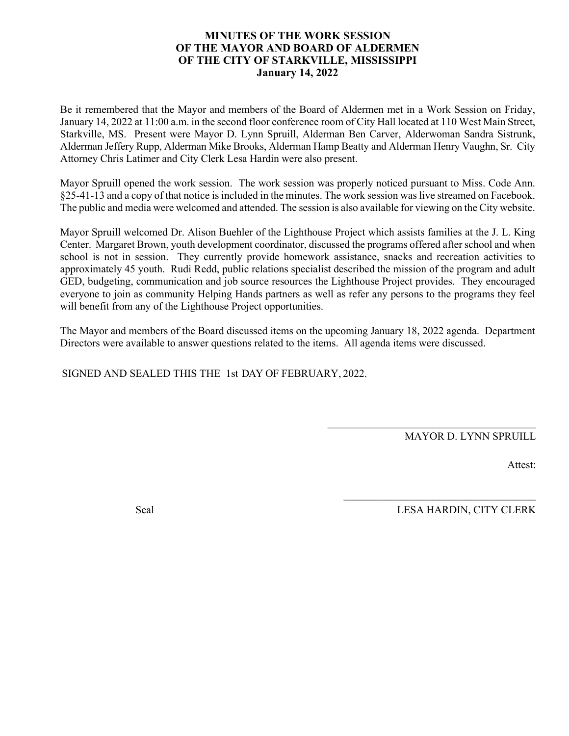# MINUTES OF THE WORK SESSION OF THE MAYOR AND BOARD OF ALDERMEN OF THE CITY OF STARKVILLE, MISSISSIPPI

**January 14, 2022**

Be it remembered that the Mayor and members of the Board of Aldermen met in a Work Session on Friday, January 14, 2022 at 11:00 a.m. in the second floor conference room of City Hall located at 110 West Main Street, Starkville, MS. Present were Mayor D. Lynn Spruill, Alderman Ben Carver, Alderwoman Sandra Sistrunk, Alderman Jeffery Rupp, Alderman Mike Brooks, Alderman Hamp Beatty and Alderman Henry Vaughn, Sr. City Attorney Chris Latimer and City Clerk Lesa Hardin were also present.

Mayor Spruill opened the work session. The work session was properly noticed pursuant to Miss. Code Ann. §25-41-13 and a copy of that notice is included in the minutes. The work session was live streamed on Facebook. The public and media were welcomed and attended. The session is also available for viewing on the City website.

Mayor Spruill welcomed Dr. Alison Buehler of the Lighthouse Project which assists families at the J. L. King Center. Margaret Brown, youth development coordinator, discussed the programs offered after school and when school is not in session. They currently provide homework assistance, snacks and recreation activities to approximately 45 youth. Rudi Redd, public relations specialist described the mission of the program and adult GED, budgeting, communication and job source resources the Lighthouse Project provides. They encouraged everyone to join as community Helping Hands partners as well as refer any persons to the programs they feel will benefit from any of the Lighthouse Project opportunities.

The Mayor and members of the Board discussed items on the upcoming January 18, 2022 agenda. Department Directors were available to answer questions related to the items. All agenda items were discussed.

SIGNED AND SEALED THIS THE 1st DAY OF FEBRUARY, 2022.

\_\_\_\_\_\_\_\_\_\_\_\_\_\_\_\_\_\_\_\_\_\_\_\_\_\_\_\_\_\_\_\_\_\_\_\_\_\_\_\_

MAYOR D. LYNN SPRUILL

Attest:

\_\_\_\_\_\_\_\_\_\_\_\_\_\_\_\_\_\_\_\_\_\_\_\_\_\_\_\_\_\_\_\_\_\_\_\_\_\_\_\_

Seal

LESA HARDIN, CITY CLERK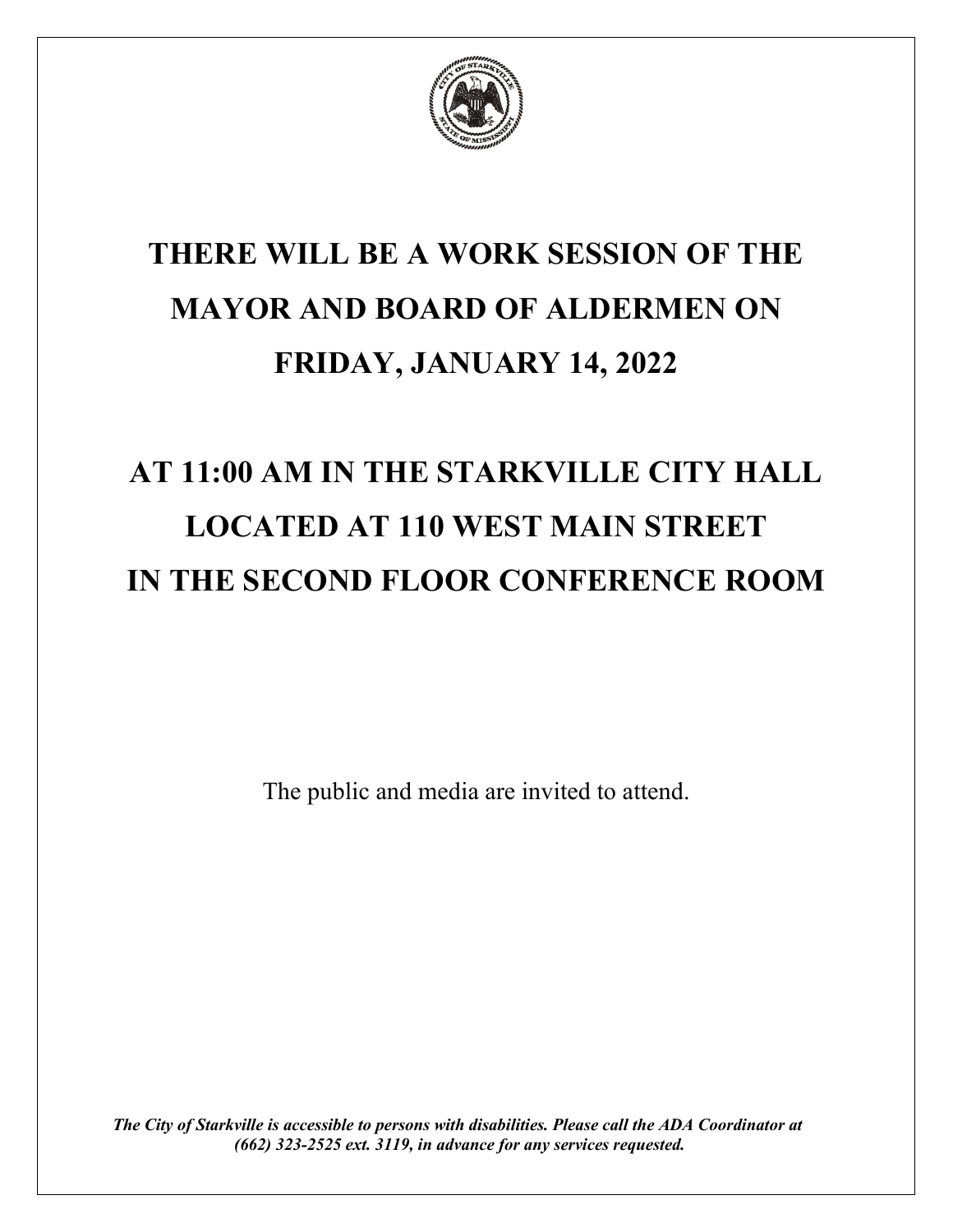# THERE WILL BE A WORK SESSION OF THE MAYOR AND BOARD OF ALDERMEN ON FRIDAY, JANUARY 14, 2022

# AT 11:00 AM IN THE STARKVILLE CITY HALL LOCATED AT 110 WEST MAIN STREET IN THE SECOND FLOOR CONFERENCE ROOM

The public and media are invited to attend.

***The City of Starkville is accessible to persons with disabilities. Please call the ADA Coordinator at (662) 323-2525 ext. 3119, in advance for any services requested.***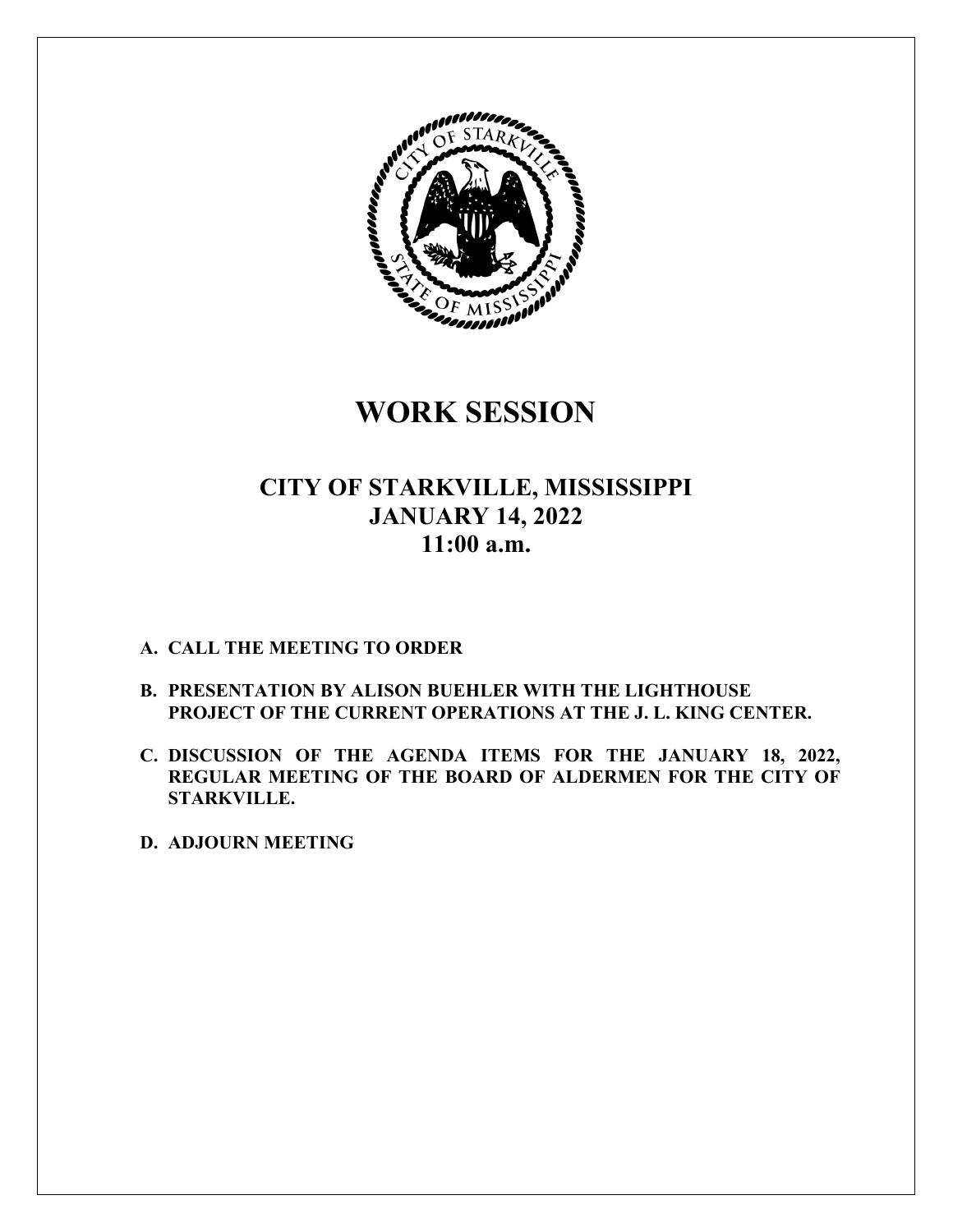# WORK SESSION

## CITY OF STARKVILLE, MISSISSIPPI
## JANUARY 14, 2022
## 11:00 a.m.

**A. CALL THE MEETING TO ORDER**

**B. PRESENTATION BY ALISON BUEHLER WITH THE LIGHTHOUSE PROJECT OF THE CURRENT OPERATIONS AT THE J. L. KING CENTER.**

**C. DISCUSSION OF THE AGENDA ITEMS FOR THE JANUARY 18, 2022, REGULAR MEETING OF THE BOARD OF ALDERMEN FOR THE CITY OF STARKVILLE.**

**D. ADJOURN MEETING**